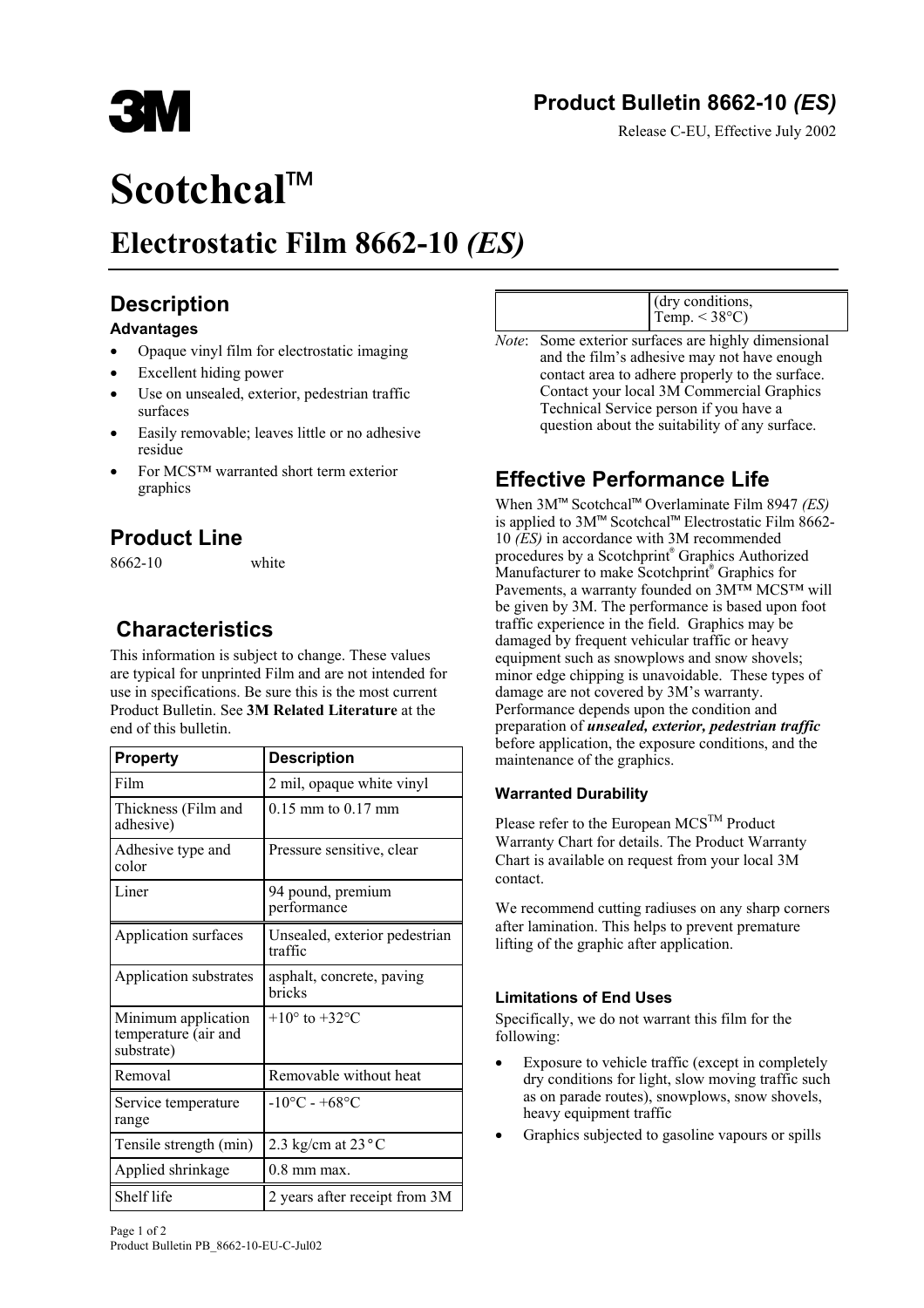# Product Bulletin 8662-10 *(ES)*

Release C-EU, Effective July 2002

# Scotchcal™

# Electrostatic Film 8662-10 *(ES)*

## Description

### Advantages

- Opaque vinyl film for electrostatic imaging
- Excellent hiding power
- Use on unsealed, exterior, pedestrian traffic surfaces
- Easily removable; leaves little or no adhesive residue
- For MCS™ warranted short term exterior graphics

## Product Line

8662-10 white

## Characteristics

This information is subject to change. These values are typical for unprinted Film and are not intended for use in specifications. Be sure this is the most current Product Bulletin. See **3M Related Literature** at the end of this bulletin.

| Property | Description |
|---|---|
| Film | 2 mil, opaque white vinyl |
| Thickness (Film and adhesive) | 0.15 mm to 0.17 mm |
| Adhesive type and color | Pressure sensitive, clear |
| Liner | 94 pound, premium performance |
| Application surfaces | Unsealed, exterior pedestrian traffic |
| Application substrates | asphalt, concrete, paving bricks |
| Minimum application temperature (air and substrate) | +10° to +32°C |
| Removal | Removable without heat |
| Service temperature range | -10°C - +68°C |
| Tensile strength (min) | 2.3 kg/cm at 23°C |
| Applied shrinkage | 0.8 mm max. |
| Shelf life | 2 years after receipt from 3M |
| | (dry conditions, Temp. < 38°C) |

*Note*: Some exterior surfaces are highly dimensional and the film's adhesive may not have enough contact area to adhere properly to the surface. Contact your local 3M Commercial Graphics Technical Service person if you have a question about the suitability of any surface.

## Effective Performance Life

When 3M™ Scotchcal™ Overlaminate Film 8947 *(ES)* is applied to 3M™ Scotchcal™ Electrostatic Film 8662-10 *(ES)* in accordance with 3M recommended procedures by a Scotchprint® Graphics Authorized Manufacturer to make Scotchprint® Graphics for Pavements, a warranty founded on 3M™ MCS™ will be given by 3M. The performance is based upon foot traffic experience in the field. Graphics may be damaged by frequent vehicular traffic or heavy equipment such as snowplows and snow shovels; minor edge chipping is unavoidable. These types of damage are not covered by 3M's warranty. Performance depends upon the condition and preparation of ***unsealed, exterior, pedestrian traffic*** before application, the exposure conditions, and the maintenance of the graphics.

### Warranted Durability

Please refer to the European MCS™ Product Warranty Chart for details. The Product Warranty Chart is available on request from your local 3M contact.

We recommend cutting radiuses on any sharp corners after lamination. This helps to prevent premature lifting of the graphic after application.

### Limitations of End Uses

Specifically, we do not warrant this film for the following:

- Exposure to vehicle traffic (except in completely dry conditions for light, slow moving traffic such as on parade routes), snowplows, snow shovels, heavy equipment traffic
- Graphics subjected to gasoline vapours or spills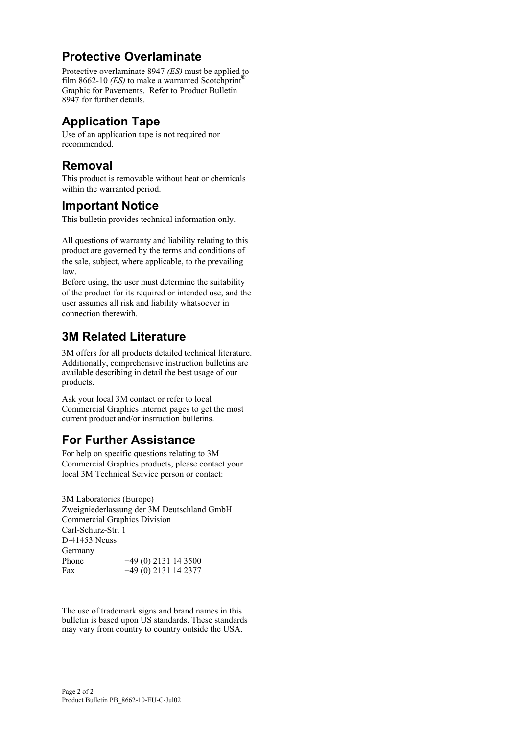## Protective Overlaminate

Protective overlaminate 8947 *(ES)* must be applied to film 8662-10 *(ES)* to make a warranted Scotchprint® Graphic for Pavements. Refer to Product Bulletin 8947 for further details.

## Application Tape

Use of an application tape is not required nor recommended.

## Removal

This product is removable without heat or chemicals within the warranted period.

## Important Notice

This bulletin provides technical information only.

All questions of warranty and liability relating to this product are governed by the terms and conditions of the sale, subject, where applicable, to the prevailing law.
Before using, the user must determine the suitability of the product for its required or intended use, and the user assumes all risk and liability whatsoever in connection therewith.

## 3M Related Literature

3M offers for all products detailed technical literature. Additionally, comprehensive instruction bulletins are available describing in detail the best usage of our products.

Ask your local 3M contact or refer to local Commercial Graphics internet pages to get the most current product and/or instruction bulletins.

## For Further Assistance

For help on specific questions relating to 3M Commercial Graphics products, please contact your local 3M Technical Service person or contact:

3M Laboratories (Europe)
Zweigniederlassung der 3M Deutschland GmbH
Commercial Graphics Division
Carl-Schurz-Str. 1
D-41453 Neuss
Germany
Phone +49 (0) 2131 14 3500
Fax +49 (0) 2131 14 2377

The use of trademark signs and brand names in this bulletin is based upon US standards. These standards may vary from country to country outside the USA.

Product Bulletin PB_8662-10-EU-C-Jul02